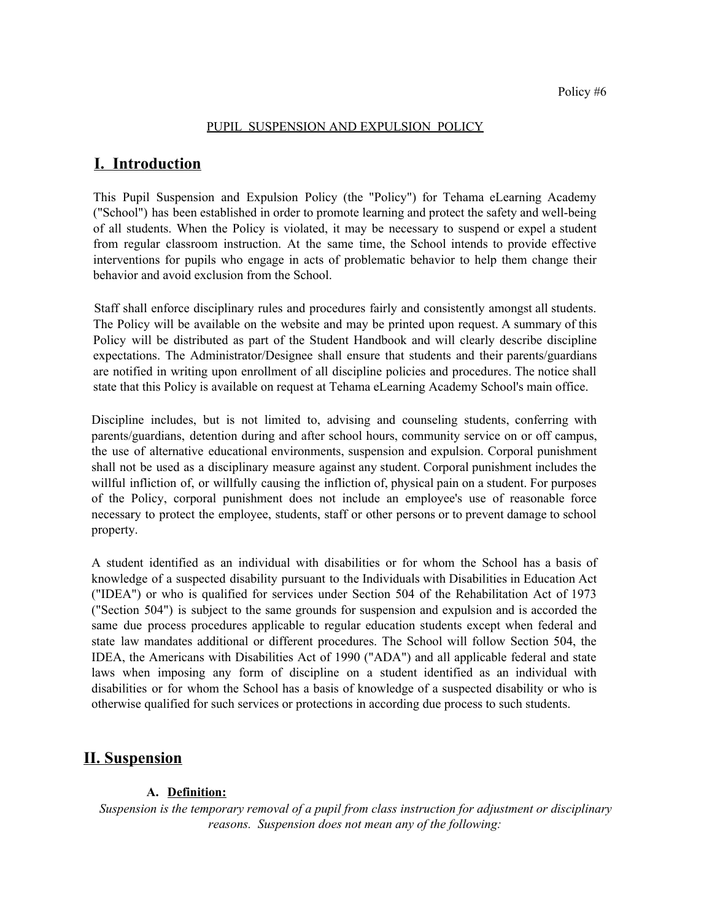Policy #6

PUPIL SUSPENSION AND EXPULSION POLICY

# I. Introduction

This Pupil Suspension and Expulsion Policy (the "Policy") for Tehama eLearning Academy ("School") has been established in order to promote learning and protect the safety and well-being of all students. When the Policy is violated, it may be necessary to suspend or expel a student from regular classroom instruction. At the same time, the School intends to provide effective interventions for pupils who engage in acts of problematic behavior to help them change their behavior and avoid exclusion from the School.

Staff shall enforce disciplinary rules and procedures fairly and consistently amongst all students. The Policy will be available on the website and may be printed upon request. A summary of this Policy will be distributed as part of the Student Handbook and will clearly describe discipline expectations. The Administrator/Designee shall ensure that students and their parents/guardians are notified in writing upon enrollment of all discipline policies and procedures. The notice shall state that this Policy is available on request at Tehama eLearning Academy School's main office.

Discipline includes, but is not limited to, advising and counseling students, conferring with parents/guardians, detention during and after school hours, community service on or off campus, the use of alternative educational environments, suspension and expulsion. Corporal punishment shall not be used as a disciplinary measure against any student. Corporal punishment includes the willful infliction of, or willfully causing the infliction of, physical pain on a student. For purposes of the Policy, corporal punishment does not include an employee's use of reasonable force necessary to protect the employee, students, staff or other persons or to prevent damage to school property.

A student identified as an individual with disabilities or for whom the School has a basis of knowledge of a suspected disability pursuant to the Individuals with Disabilities in Education Act ("IDEA") or who is qualified for services under Section 504 of the Rehabilitation Act of 1973 ("Section 504") is subject to the same grounds for suspension and expulsion and is accorded the same due process procedures applicable to regular education students except when federal and state law mandates additional or different procedures. The School will follow Section 504, the IDEA, the Americans with Disabilities Act of 1990 ("ADA") and all applicable federal and state laws when imposing any form of discipline on a student identified as an individual with disabilities or for whom the School has a basis of knowledge of a suspected disability or who is otherwise qualified for such services or protections in according due process to such students.

# II. Suspension

### A. Definition:

*Suspension is the temporary removal of a pupil from class instruction for adjustment or disciplinary reasons. Suspension does not mean any of the following:*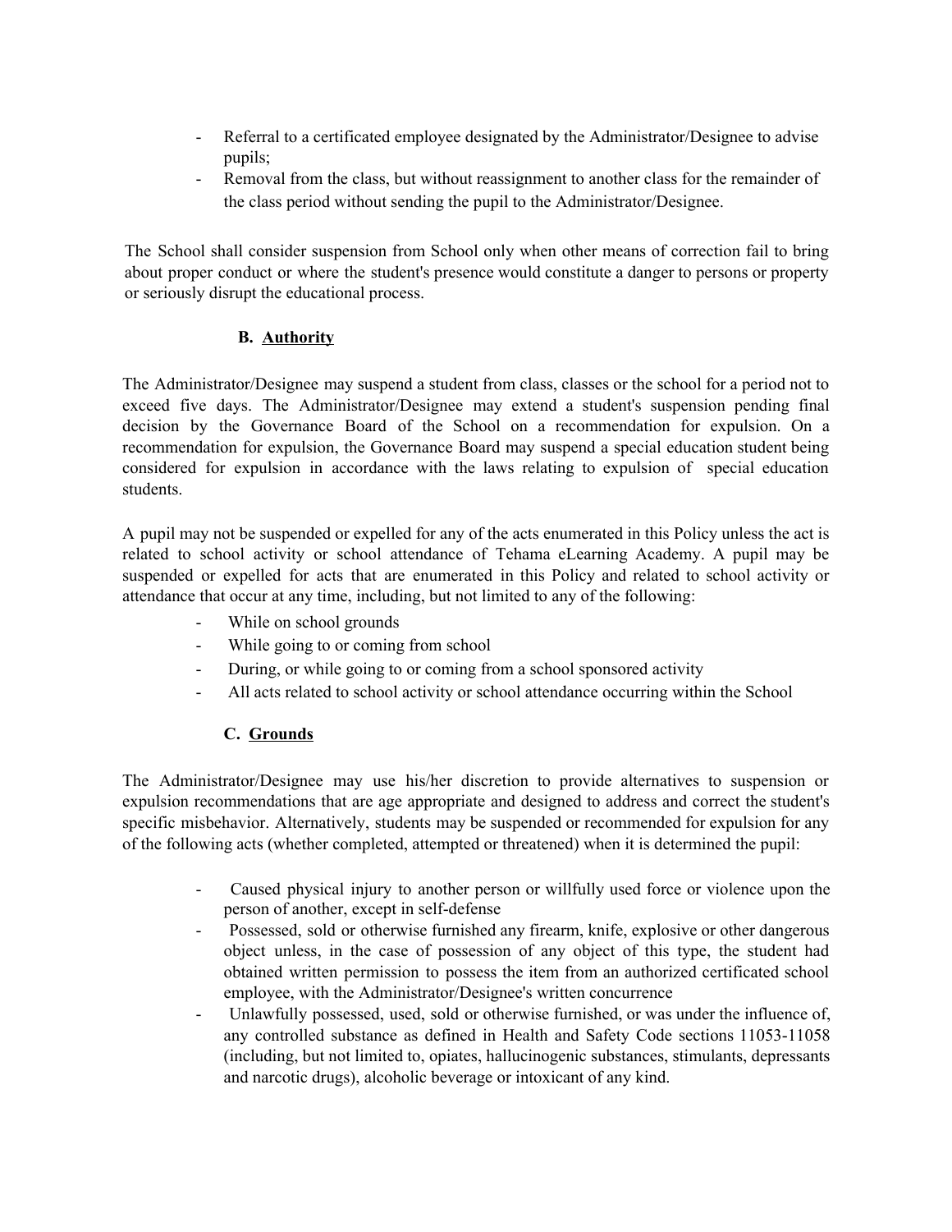- Referral to a certificated employee designated by the Administrator/Designee to advise pupils;
- Removal from the class, but without reassignment to another class for the remainder of the class period without sending the pupil to the Administrator/Designee.

The School shall consider suspension from School only when other means of correction fail to bring about proper conduct or where the student's presence would constitute a danger to persons or property or seriously disrupt the educational process.

### B. Authority

The Administrator/Designee may suspend a student from class, classes or the school for a period not to exceed five days. The Administrator/Designee may extend a student's suspension pending final decision by the Governance Board of the School on a recommendation for expulsion. On a recommendation for expulsion, the Governance Board may suspend a special education student being considered for expulsion in accordance with the laws relating to expulsion of special education students.

A pupil may not be suspended or expelled for any of the acts enumerated in this Policy unless the act is related to school activity or school attendance of Tehama eLearning Academy. A pupil may be suspended or expelled for acts that are enumerated in this Policy and related to school activity or attendance that occur at any time, including, but not limited to any of the following:

- While on school grounds
- While going to or coming from school
- During, or while going to or coming from a school sponsored activity
- All acts related to school activity or school attendance occurring within the School

### C. Grounds

The Administrator/Designee may use his/her discretion to provide alternatives to suspension or expulsion recommendations that are age appropriate and designed to address and correct the student's specific misbehavior. Alternatively, students may be suspended or recommended for expulsion for any of the following acts (whether completed, attempted or threatened) when it is determined the pupil:

- Caused physical injury to another person or willfully used force or violence upon the person of another, except in self-defense
- Possessed, sold or otherwise furnished any firearm, knife, explosive or other dangerous object unless, in the case of possession of any object of this type, the student had obtained written permission to possess the item from an authorized certificated school employee, with the Administrator/Designee's written concurrence
- Unlawfully possessed, used, sold or otherwise furnished, or was under the influence of, any controlled substance as defined in Health and Safety Code sections 11053-11058 (including, but not limited to, opiates, hallucinogenic substances, stimulants, depressants and narcotic drugs), alcoholic beverage or intoxicant of any kind.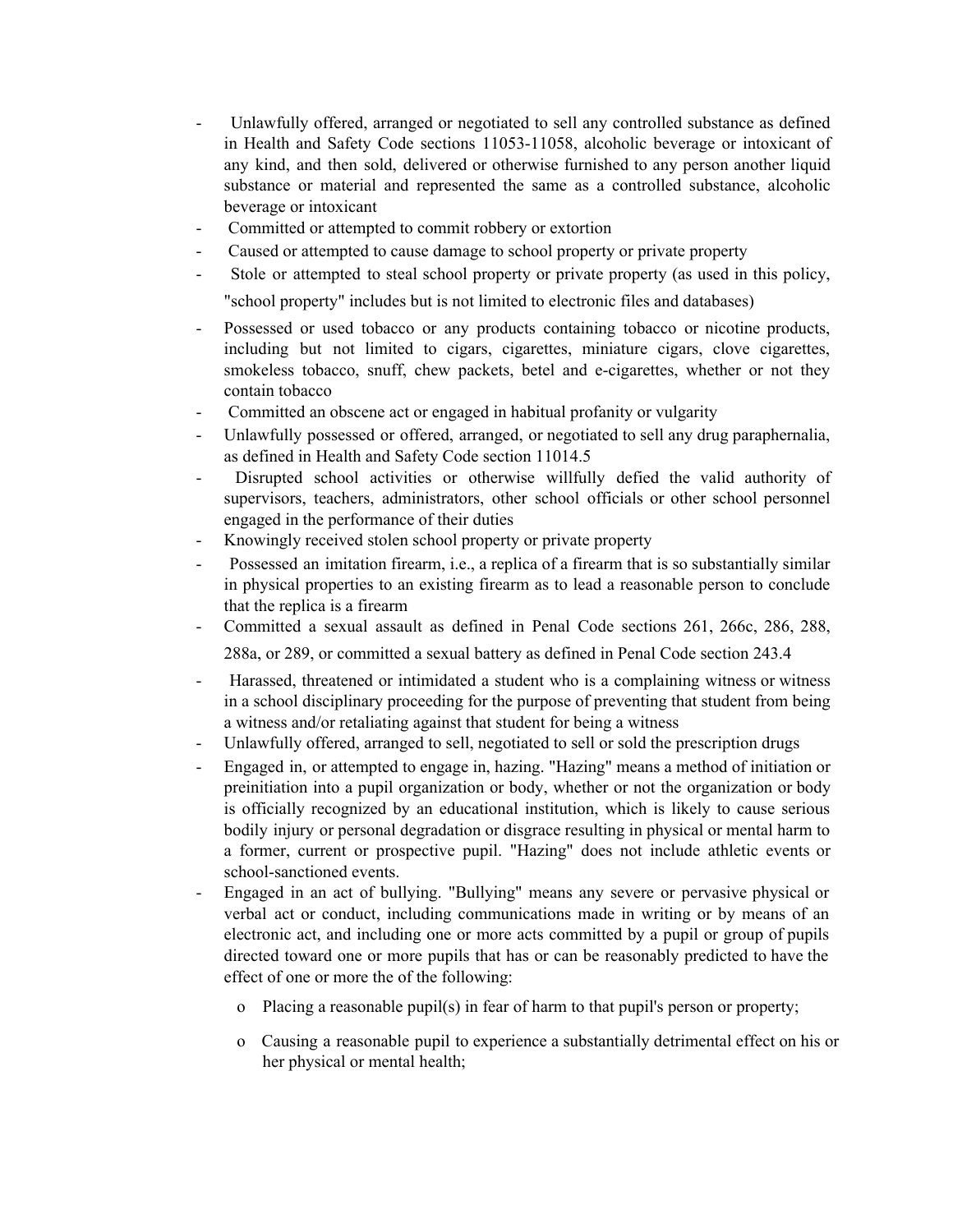- Unlawfully offered, arranged or negotiated to sell any controlled substance as defined in Health and Safety Code sections 11053-11058, alcoholic beverage or intoxicant of any kind, and then sold, delivered or otherwise furnished to any person another liquid substance or material and represented the same as a controlled substance, alcoholic beverage or intoxicant
- Committed or attempted to commit robbery or extortion
- Caused or attempted to cause damage to school property or private property
- Stole or attempted to steal school property or private property (as used in this policy, "school property" includes but is not limited to electronic files and databases)
- Possessed or used tobacco or any products containing tobacco or nicotine products, including but not limited to cigars, cigarettes, miniature cigars, clove cigarettes, smokeless tobacco, snuff, chew packets, betel and e-cigarettes, whether or not they contain tobacco
- Committed an obscene act or engaged in habitual profanity or vulgarity
- Unlawfully possessed or offered, arranged, or negotiated to sell any drug paraphernalia, as defined in Health and Safety Code section 11014.5
- Disrupted school activities or otherwise willfully defied the valid authority of supervisors, teachers, administrators, other school officials or other school personnel engaged in the performance of their duties
- Knowingly received stolen school property or private property
- Possessed an imitation firearm, i.e., a replica of a firearm that is so substantially similar in physical properties to an existing firearm as to lead a reasonable person to conclude that the replica is a firearm
- Committed a sexual assault as defined in Penal Code sections 261, 266c, 286, 288, 288a, or 289, or committed a sexual battery as defined in Penal Code section 243.4
- Harassed, threatened or intimidated a student who is a complaining witness or witness in a school disciplinary proceeding for the purpose of preventing that student from being a witness and/or retaliating against that student for being a witness
- Unlawfully offered, arranged to sell, negotiated to sell or sold the prescription drugs
- Engaged in, or attempted to engage in, hazing. "Hazing" means a method of initiation or preinitiation into a pupil organization or body, whether or not the organization or body is officially recognized by an educational institution, which is likely to cause serious bodily injury or personal degradation or disgrace resulting in physical or mental harm to a former, current or prospective pupil. "Hazing" does not include athletic events or school-sanctioned events.
- Engaged in an act of bullying. "Bullying" means any severe or pervasive physical or verbal act or conduct, including communications made in writing or by means of an electronic act, and including one or more acts committed by a pupil or group of pupils directed toward one or more pupils that has or can be reasonably predicted to have the effect of one or more the of the following:
  - Placing a reasonable pupil(s) in fear of harm to that pupil's person or property;
  - Causing a reasonable pupil to experience a substantially detrimental effect on his or her physical or mental health;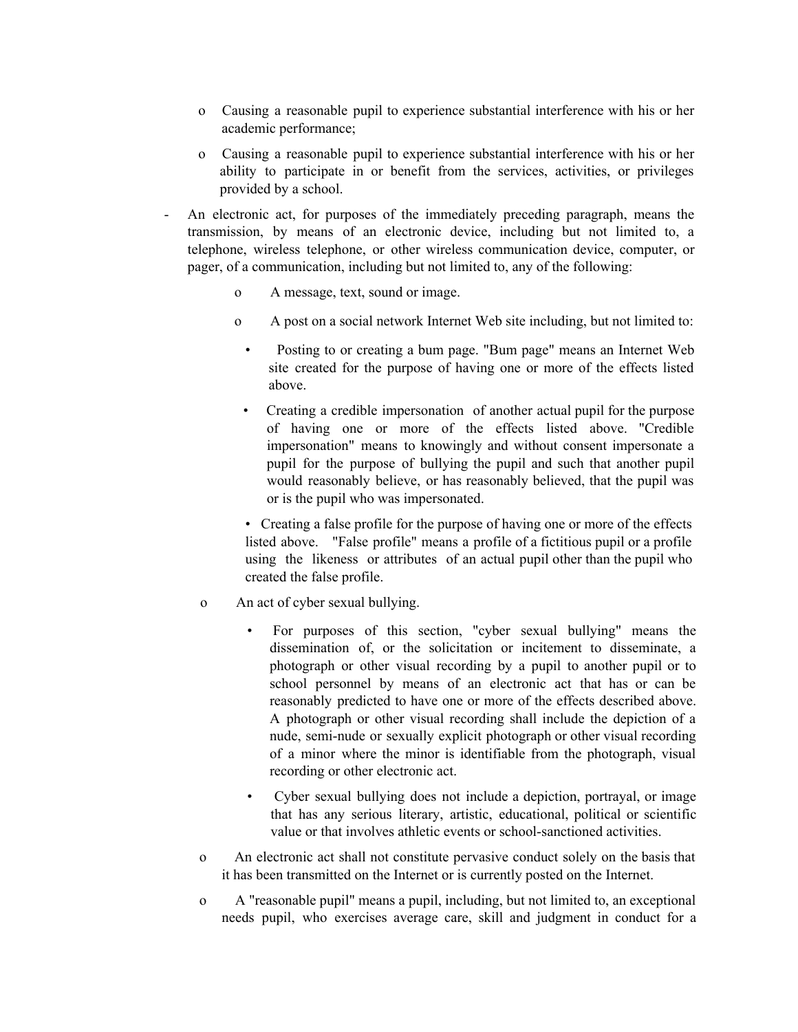- Causing a reasonable pupil to experience substantial interference with his or her academic performance;
  - Causing a reasonable pupil to experience substantial interference with his or her ability to participate in or benefit from the services, activities, or privileges provided by a school.

- An electronic act, for purposes of the immediately preceding paragraph, means the transmission, by means of an electronic device, including but not limited to, a telephone, wireless telephone, or other wireless communication device, computer, or pager, of a communication, including but not limited to, any of the following:
  - A message, text, sound or image.
  - A post on a social network Internet Web site including, but not limited to:
    - Posting to or creating a bum page. "Bum page" means an Internet Web site created for the purpose of having one or more of the effects listed above.
    - Creating a credible impersonation of another actual pupil for the purpose of having one or more of the effects listed above. "Credible impersonation" means to knowingly and without consent impersonate a pupil for the purpose of bullying the pupil and such that another pupil would reasonably believe, or has reasonably believed, that the pupil was or is the pupil who was impersonated.
    - Creating a false profile for the purpose of having one or more of the effects listed above. "False profile" means a profile of a fictitious pupil or a profile using the likeness or attributes of an actual pupil other than the pupil who created the false profile.
  - An act of cyber sexual bullying.
    - For purposes of this section, "cyber sexual bullying" means the dissemination of, or the solicitation or incitement to disseminate, a photograph or other visual recording by a pupil to another pupil or to school personnel by means of an electronic act that has or can be reasonably predicted to have one or more of the effects described above. A photograph or other visual recording shall include the depiction of a nude, semi-nude or sexually explicit photograph or other visual recording of a minor where the minor is identifiable from the photograph, visual recording or other electronic act.
    - Cyber sexual bullying does not include a depiction, portrayal, or image that has any serious literary, artistic, educational, political or scientific value or that involves athletic events or school-sanctioned activities.
  - An electronic act shall not constitute pervasive conduct solely on the basis that it has been transmitted on the Internet or is currently posted on the Internet.
  - A "reasonable pupil" means a pupil, including, but not limited to, an exceptional needs pupil, who exercises average care, skill and judgment in conduct for a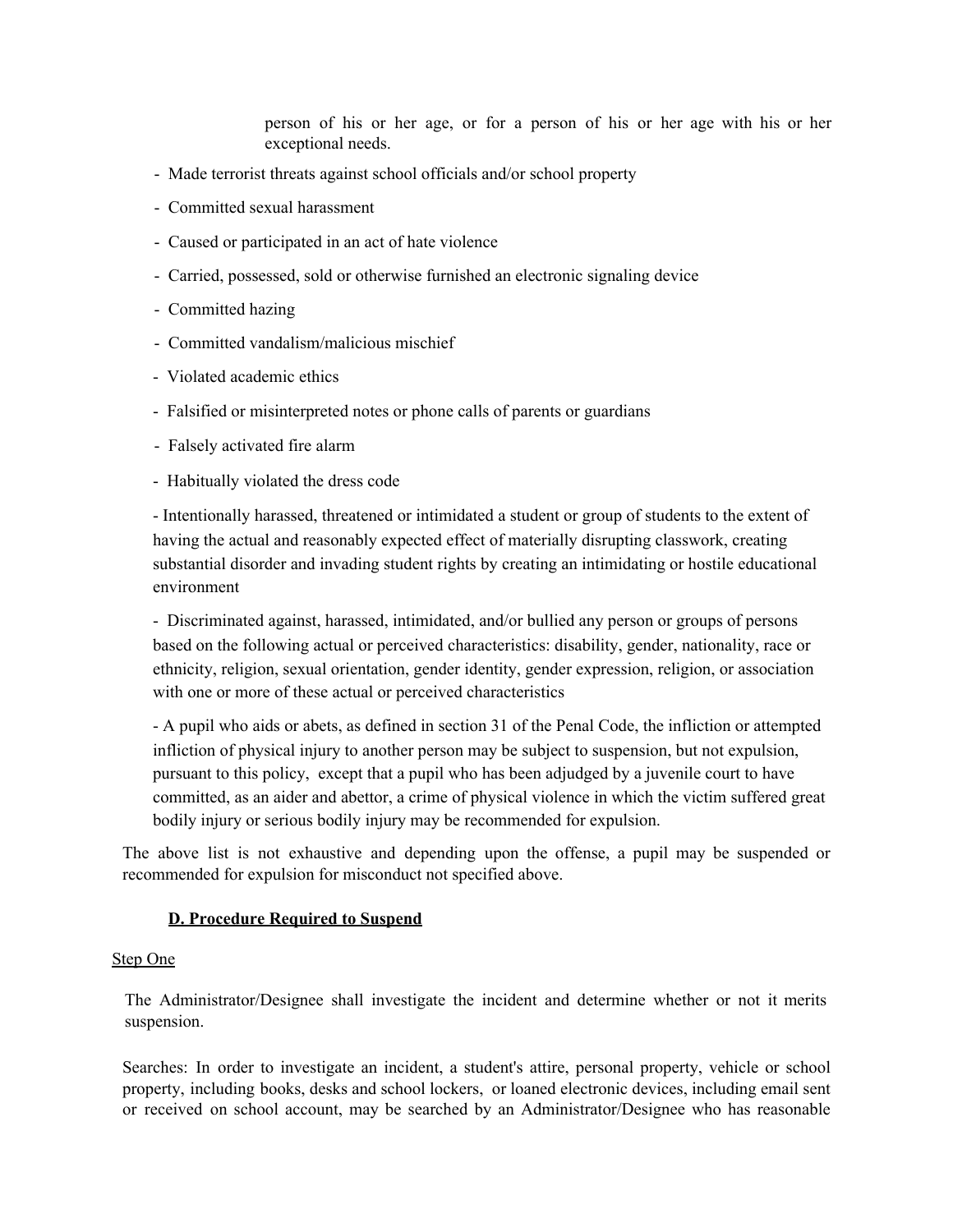person of his or her age, or for a person of his or her age with his or her exceptional needs.

- Made terrorist threats against school officials and/or school property
- Committed sexual harassment
- Caused or participated in an act of hate violence
- Carried, possessed, sold or otherwise furnished an electronic signaling device
- Committed hazing
- Committed vandalism/malicious mischief
- Violated academic ethics
- Falsified or misinterpreted notes or phone calls of parents or guardians
- Falsely activated fire alarm
- Habitually violated the dress code
- Intentionally harassed, threatened or intimidated a student or group of students to the extent of having the actual and reasonably expected effect of materially disrupting classwork, creating substantial disorder and invading student rights by creating an intimidating or hostile educational environment
- Discriminated against, harassed, intimidated, and/or bullied any person or groups of persons based on the following actual or perceived characteristics: disability, gender, nationality, race or ethnicity, religion, sexual orientation, gender identity, gender expression, religion, or association with one or more of these actual or perceived characteristics
- A pupil who aids or abets, as defined in section 31 of the Penal Code, the infliction or attempted infliction of physical injury to another person may be subject to suspension, but not expulsion, pursuant to this policy, except that a pupil who has been adjudged by a juvenile court to have committed, as an aider and abettor, a crime of physical violence in which the victim suffered great bodily injury or serious bodily injury may be recommended for expulsion.

The above list is not exhaustive and depending upon the offense, a pupil may be suspended or recommended for expulsion for misconduct not specified above.

### D. Procedure Required to Suspend

Step One

The Administrator/Designee shall investigate the incident and determine whether or not it merits suspension.

Searches: In order to investigate an incident, a student's attire, personal property, vehicle or school property, including books, desks and school lockers, or loaned electronic devices, including email sent or received on school account, may be searched by an Administrator/Designee who has reasonable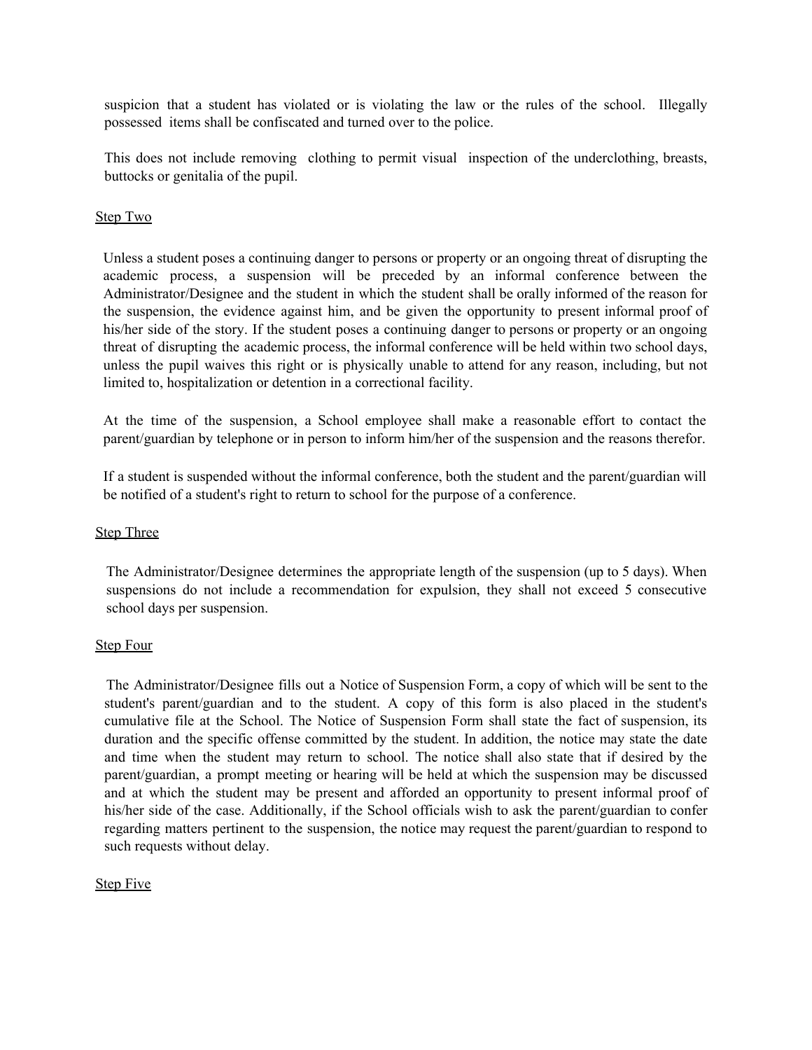suspicion that a student has violated or is violating the law or the rules of the school. Illegally possessed items shall be confiscated and turned over to the police.

This does not include removing clothing to permit visual inspection of the underclothing, breasts, buttocks or genitalia of the pupil.

Step Two

Unless a student poses a continuing danger to persons or property or an ongoing threat of disrupting the academic process, a suspension will be preceded by an informal conference between the Administrator/Designee and the student in which the student shall be orally informed of the reason for the suspension, the evidence against him, and be given the opportunity to present informal proof of his/her side of the story. If the student poses a continuing danger to persons or property or an ongoing threat of disrupting the academic process, the informal conference will be held within two school days, unless the pupil waives this right or is physically unable to attend for any reason, including, but not limited to, hospitalization or detention in a correctional facility.

At the time of the suspension, a School employee shall make a reasonable effort to contact the parent/guardian by telephone or in person to inform him/her of the suspension and the reasons therefor.

If a student is suspended without the informal conference, both the student and the parent/guardian will be notified of a student's right to return to school for the purpose of a conference.

Step Three

The Administrator/Designee determines the appropriate length of the suspension (up to 5 days). When suspensions do not include a recommendation for expulsion, they shall not exceed 5 consecutive school days per suspension.

Step Four

The Administrator/Designee fills out a Notice of Suspension Form, a copy of which will be sent to the student's parent/guardian and to the student. A copy of this form is also placed in the student's cumulative file at the School. The Notice of Suspension Form shall state the fact of suspension, its duration and the specific offense committed by the student. In addition, the notice may state the date and time when the student may return to school. The notice shall also state that if desired by the parent/guardian, a prompt meeting or hearing will be held at which the suspension may be discussed and at which the student may be present and afforded an opportunity to present informal proof of his/her side of the case. Additionally, if the School officials wish to ask the parent/guardian to confer regarding matters pertinent to the suspension, the notice may request the parent/guardian to respond to such requests without delay.

Step Five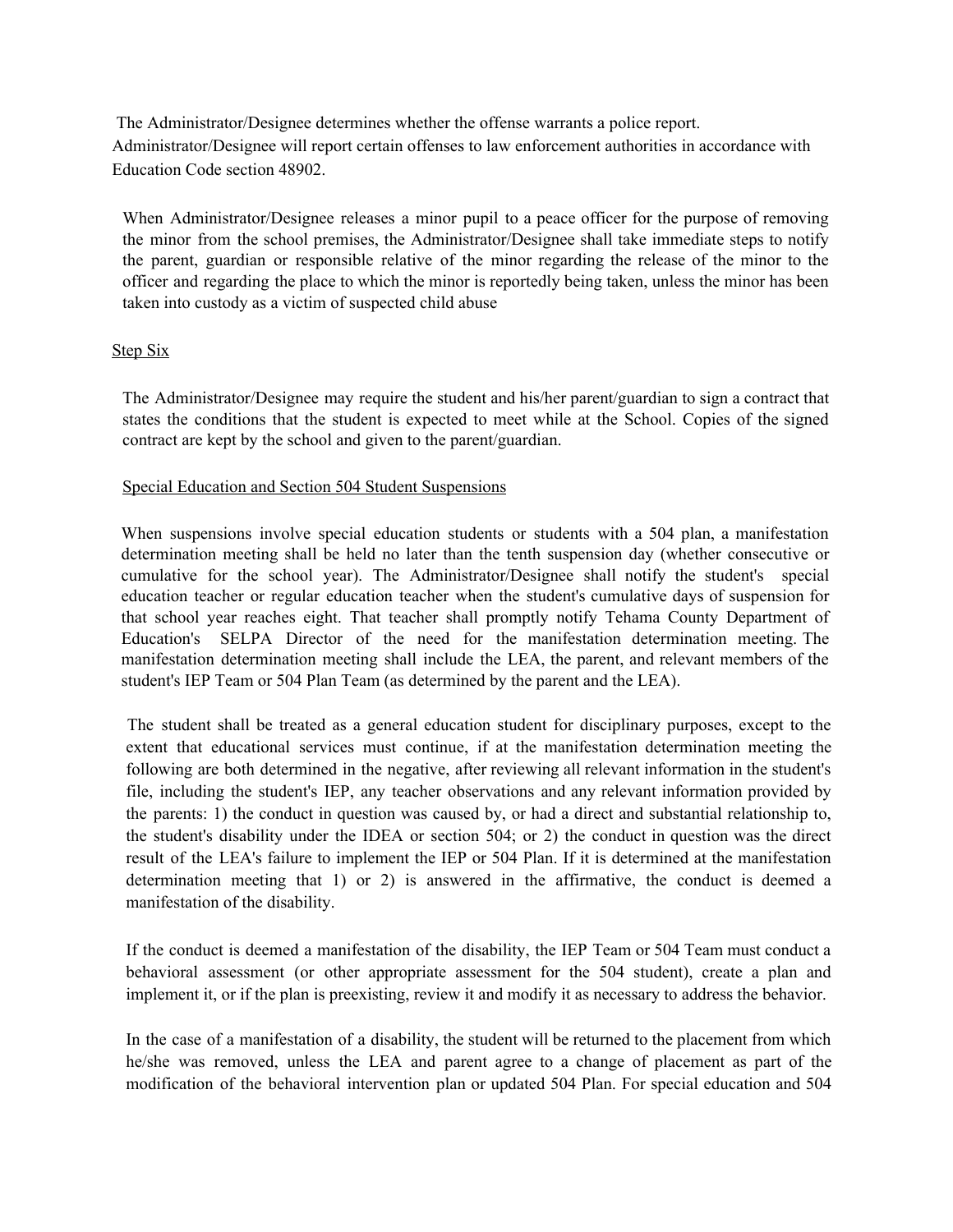The Administrator/Designee determines whether the offense warrants a police report. Administrator/Designee will report certain offenses to law enforcement authorities in accordance with Education Code section 48902.

When Administrator/Designee releases a minor pupil to a peace officer for the purpose of removing the minor from the school premises, the Administrator/Designee shall take immediate steps to notify the parent, guardian or responsible relative of the minor regarding the release of the minor to the officer and regarding the place to which the minor is reportedly being taken, unless the minor has been taken into custody as a victim of suspected child abuse

Step Six

The Administrator/Designee may require the student and his/her parent/guardian to sign a contract that states the conditions that the student is expected to meet while at the School. Copies of the signed contract are kept by the school and given to the parent/guardian.

Special Education and Section 504 Student Suspensions

When suspensions involve special education students or students with a 504 plan, a manifestation determination meeting shall be held no later than the tenth suspension day (whether consecutive or cumulative for the school year). The Administrator/Designee shall notify the student's special education teacher or regular education teacher when the student's cumulative days of suspension for that school year reaches eight. That teacher shall promptly notify Tehama County Department of Education's SELPA Director of the need for the manifestation determination meeting. The manifestation determination meeting shall include the LEA, the parent, and relevant members of the student's IEP Team or 504 Plan Team (as determined by the parent and the LEA).

The student shall be treated as a general education student for disciplinary purposes, except to the extent that educational services must continue, if at the manifestation determination meeting the following are both determined in the negative, after reviewing all relevant information in the student's file, including the student's IEP, any teacher observations and any relevant information provided by the parents: 1) the conduct in question was caused by, or had a direct and substantial relationship to, the student's disability under the IDEA or section 504; or 2) the conduct in question was the direct result of the LEA's failure to implement the IEP or 504 Plan. If it is determined at the manifestation determination meeting that 1) or 2) is answered in the affirmative, the conduct is deemed a manifestation of the disability.

If the conduct is deemed a manifestation of the disability, the IEP Team or 504 Team must conduct a behavioral assessment (or other appropriate assessment for the 504 student), create a plan and implement it, or if the plan is preexisting, review it and modify it as necessary to address the behavior.

In the case of a manifestation of a disability, the student will be returned to the placement from which he/she was removed, unless the LEA and parent agree to a change of placement as part of the modification of the behavioral intervention plan or updated 504 Plan. For special education and 504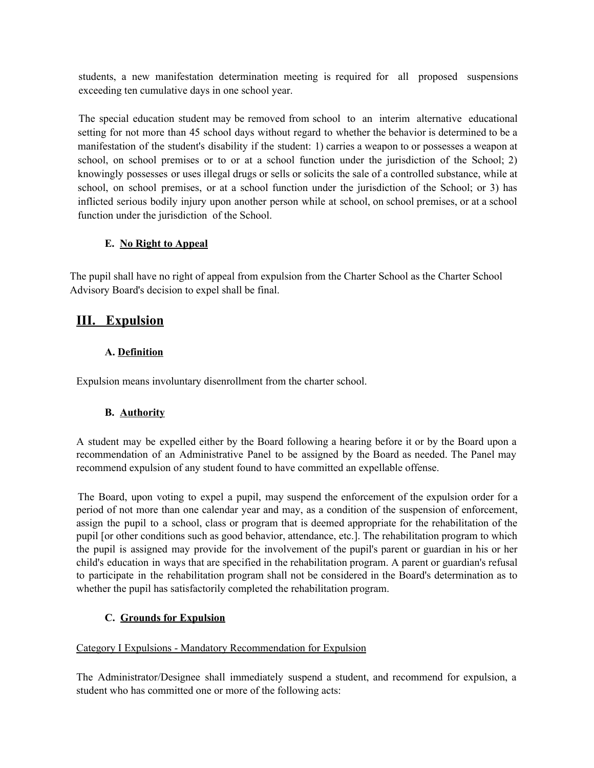students, a new manifestation determination meeting is required for all proposed suspensions exceeding ten cumulative days in one school year.

The special education student may be removed from school to an interim alternative educational setting for not more than 45 school days without regard to whether the behavior is determined to be a manifestation of the student's disability if the student: 1) carries a weapon to or possesses a weapon at school, on school premises or to or at a school function under the jurisdiction of the School; 2) knowingly possesses or uses illegal drugs or sells or solicits the sale of a controlled substance, while at school, on school premises, or at a school function under the jurisdiction of the School; or 3) has inflicted serious bodily injury upon another person while at school, on school premises, or at a school function under the jurisdiction of the School.

### E. No Right to Appeal

The pupil shall have no right of appeal from expulsion from the Charter School as the Charter School Advisory Board's decision to expel shall be final.

## III. Expulsion

### A. Definition

Expulsion means involuntary disenrollment from the charter school.

### B. Authority

A student may be expelled either by the Board following a hearing before it or by the Board upon a recommendation of an Administrative Panel to be assigned by the Board as needed. The Panel may recommend expulsion of any student found to have committed an expellable offense.

The Board, upon voting to expel a pupil, may suspend the enforcement of the expulsion order for a period of not more than one calendar year and may, as a condition of the suspension of enforcement, assign the pupil to a school, class or program that is deemed appropriate for the rehabilitation of the pupil [or other conditions such as good behavior, attendance, etc.]. The rehabilitation program to which the pupil is assigned may provide for the involvement of the pupil's parent or guardian in his or her child's education in ways that are specified in the rehabilitation program. A parent or guardian's refusal to participate in the rehabilitation program shall not be considered in the Board's determination as to whether the pupil has satisfactorily completed the rehabilitation program.

### C. Grounds for Expulsion

Category I Expulsions - Mandatory Recommendation for Expulsion

The Administrator/Designee shall immediately suspend a student, and recommend for expulsion, a student who has committed one or more of the following acts: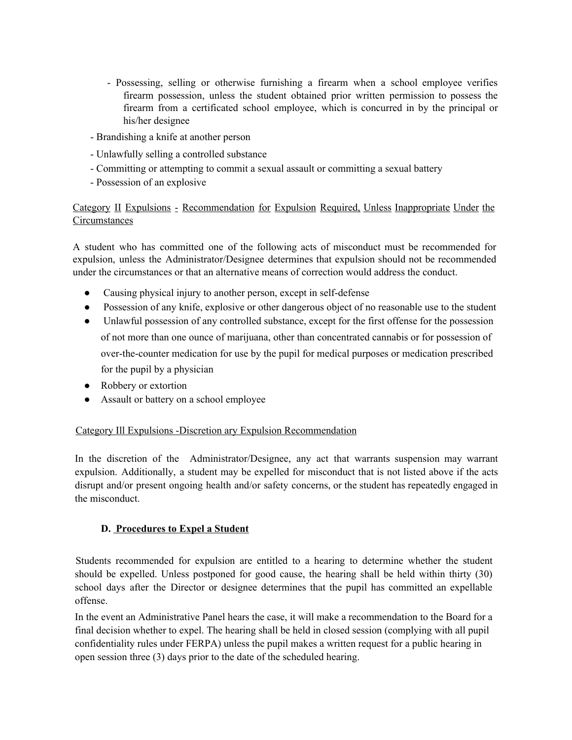- Possessing, selling or otherwise furnishing a firearm when a school employee verifies firearm possession, unless the student obtained prior written permission to possess the firearm from a certificated school employee, which is concurred in by the principal or his/her designee

- Brandishing a knife at another person
- Unlawfully selling a controlled substance
- Committing or attempting to commit a sexual assault or committing a sexual battery
- Possession of an explosive

Category II Expulsions - Recommendation for Expulsion Required, Unless Inappropriate Under the Circumstances

A student who has committed one of the following acts of misconduct must be recommended for expulsion, unless the Administrator/Designee determines that expulsion should not be recommended under the circumstances or that an alternative means of correction would address the conduct.

- Causing physical injury to another person, except in self-defense
- Possession of any knife, explosive or other dangerous object of no reasonable use to the student
- Unlawful possession of any controlled substance, except for the first offense for the possession of not more than one ounce of marijuana, other than concentrated cannabis or for possession of over-the-counter medication for use by the pupil for medical purposes or medication prescribed for the pupil by a physician
- Robbery or extortion
- Assault or battery on a school employee

Category Ill Expulsions -Discretion ary Expulsion Recommendation

In the discretion of the Administrator/Designee, any act that warrants suspension may warrant expulsion. Additionally, a student may be expelled for misconduct that is not listed above if the acts disrupt and/or present ongoing health and/or safety concerns, or the student has repeatedly engaged in the misconduct.

### D. Procedures to Expel a Student

Students recommended for expulsion are entitled to a hearing to determine whether the student should be expelled. Unless postponed for good cause, the hearing shall be held within thirty (30) school days after the Director or designee determines that the pupil has committed an expellable offense.

In the event an Administrative Panel hears the case, it will make a recommendation to the Board for a final decision whether to expel. The hearing shall be held in closed session (complying with all pupil confidentiality rules under FERPA) unless the pupil makes a written request for a public hearing in open session three (3) days prior to the date of the scheduled hearing.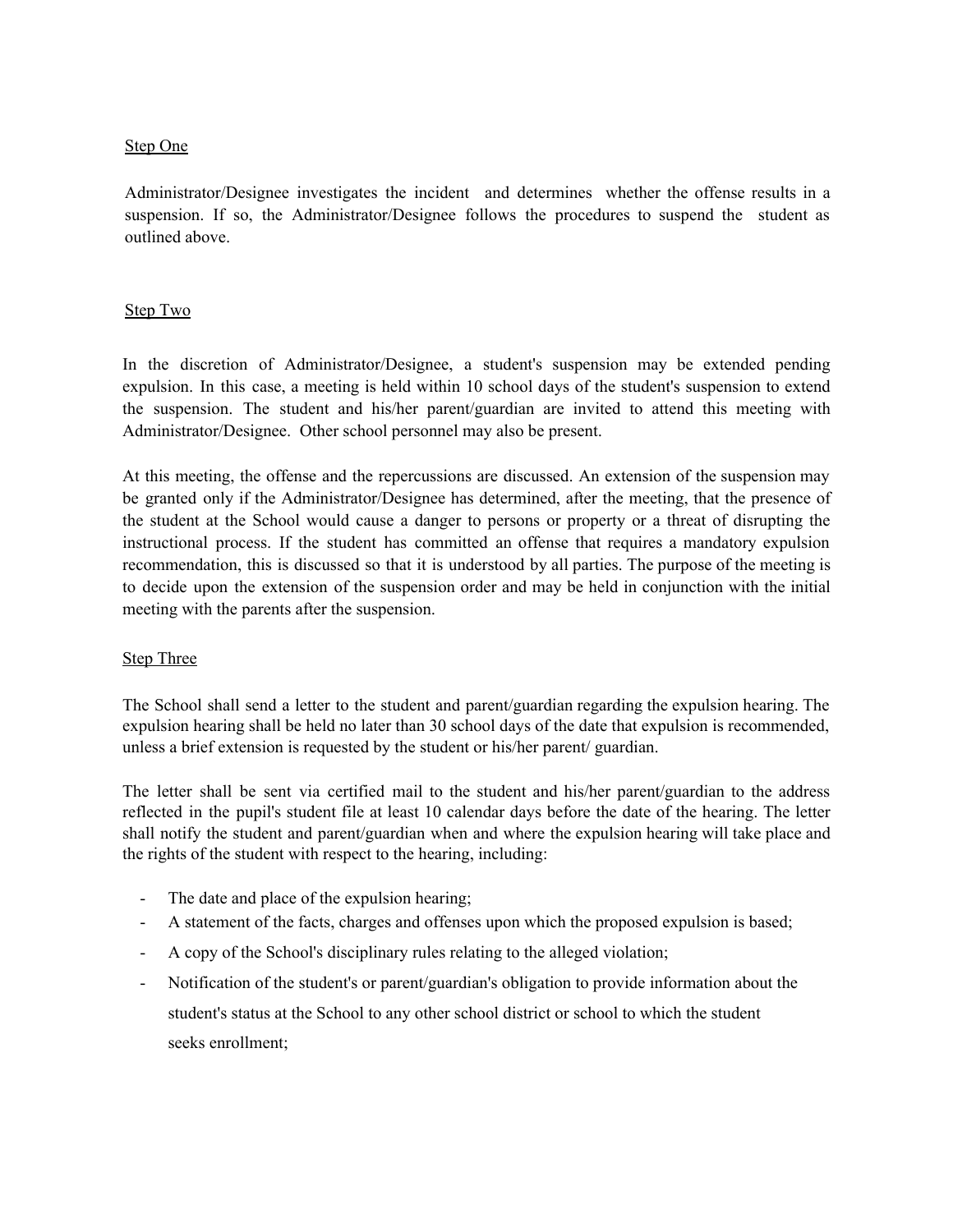Step One

Administrator/Designee investigates the incident and determines whether the offense results in a suspension. If so, the Administrator/Designee follows the procedures to suspend the student as outlined above.

Step Two

In the discretion of Administrator/Designee, a student's suspension may be extended pending expulsion. In this case, a meeting is held within 10 school days of the student's suspension to extend the suspension. The student and his/her parent/guardian are invited to attend this meeting with Administrator/Designee. Other school personnel may also be present.

At this meeting, the offense and the repercussions are discussed. An extension of the suspension may be granted only if the Administrator/Designee has determined, after the meeting, that the presence of the student at the School would cause a danger to persons or property or a threat of disrupting the instructional process. If the student has committed an offense that requires a mandatory expulsion recommendation, this is discussed so that it is understood by all parties. The purpose of the meeting is to decide upon the extension of the suspension order and may be held in conjunction with the initial meeting with the parents after the suspension.

Step Three

The School shall send a letter to the student and parent/guardian regarding the expulsion hearing. The expulsion hearing shall be held no later than 30 school days of the date that expulsion is recommended, unless a brief extension is requested by the student or his/her parent/ guardian.

The letter shall be sent via certified mail to the student and his/her parent/guardian to the address reflected in the pupil's student file at least 10 calendar days before the date of the hearing. The letter shall notify the student and parent/guardian when and where the expulsion hearing will take place and the rights of the student with respect to the hearing, including:

- The date and place of the expulsion hearing;
- A statement of the facts, charges and offenses upon which the proposed expulsion is based;
- A copy of the School's disciplinary rules relating to the alleged violation;
- Notification of the student's or parent/guardian's obligation to provide information about the student's status at the School to any other school district or school to which the student seeks enrollment;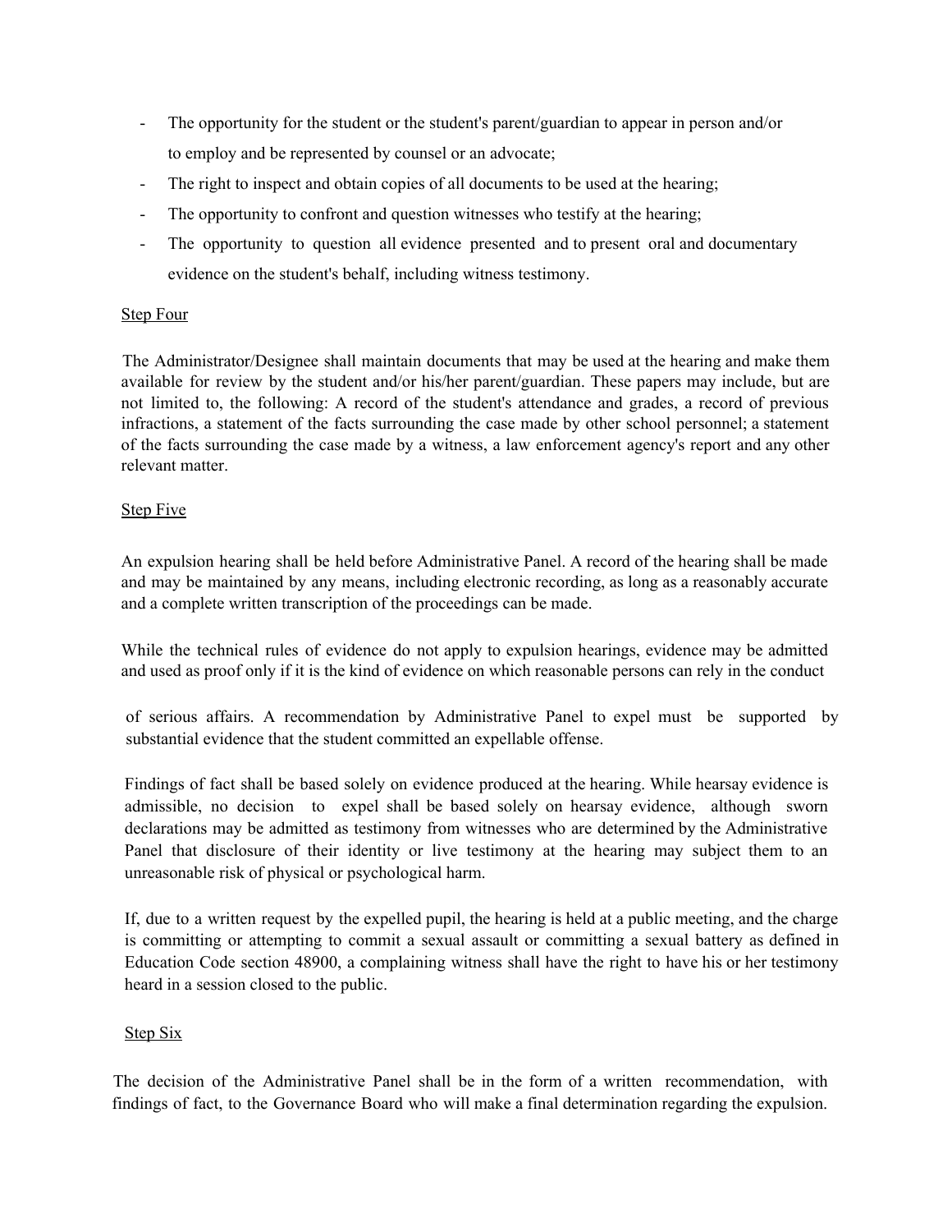- The opportunity for the student or the student's parent/guardian to appear in person and/or to employ and be represented by counsel or an advocate;
- The right to inspect and obtain copies of all documents to be used at the hearing;
- The opportunity to confront and question witnesses who testify at the hearing;
- The opportunity to question all evidence presented and to present oral and documentary evidence on the student's behalf, including witness testimony.

Step Four

The Administrator/Designee shall maintain documents that may be used at the hearing and make them available for review by the student and/or his/her parent/guardian. These papers may include, but are not limited to, the following: A record of the student's attendance and grades, a record of previous infractions, a statement of the facts surrounding the case made by other school personnel; a statement of the facts surrounding the case made by a witness, a law enforcement agency's report and any other relevant matter.

Step Five

An expulsion hearing shall be held before Administrative Panel. A record of the hearing shall be made and may be maintained by any means, including electronic recording, as long as a reasonably accurate and a complete written transcription of the proceedings can be made.

While the technical rules of evidence do not apply to expulsion hearings, evidence may be admitted and used as proof only if it is the kind of evidence on which reasonable persons can rely in the conduct of serious affairs. A recommendation by Administrative Panel to expel must be supported by substantial evidence that the student committed an expellable offense.

Findings of fact shall be based solely on evidence produced at the hearing. While hearsay evidence is admissible, no decision to expel shall be based solely on hearsay evidence, although sworn declarations may be admitted as testimony from witnesses who are determined by the Administrative Panel that disclosure of their identity or live testimony at the hearing may subject them to an unreasonable risk of physical or psychological harm.

If, due to a written request by the expelled pupil, the hearing is held at a public meeting, and the charge is committing or attempting to commit a sexual assault or committing a sexual battery as defined in Education Code section 48900, a complaining witness shall have the right to have his or her testimony heard in a session closed to the public.

Step Six

The decision of the Administrative Panel shall be in the form of a written recommendation, with findings of fact, to the Governance Board who will make a final determination regarding the expulsion.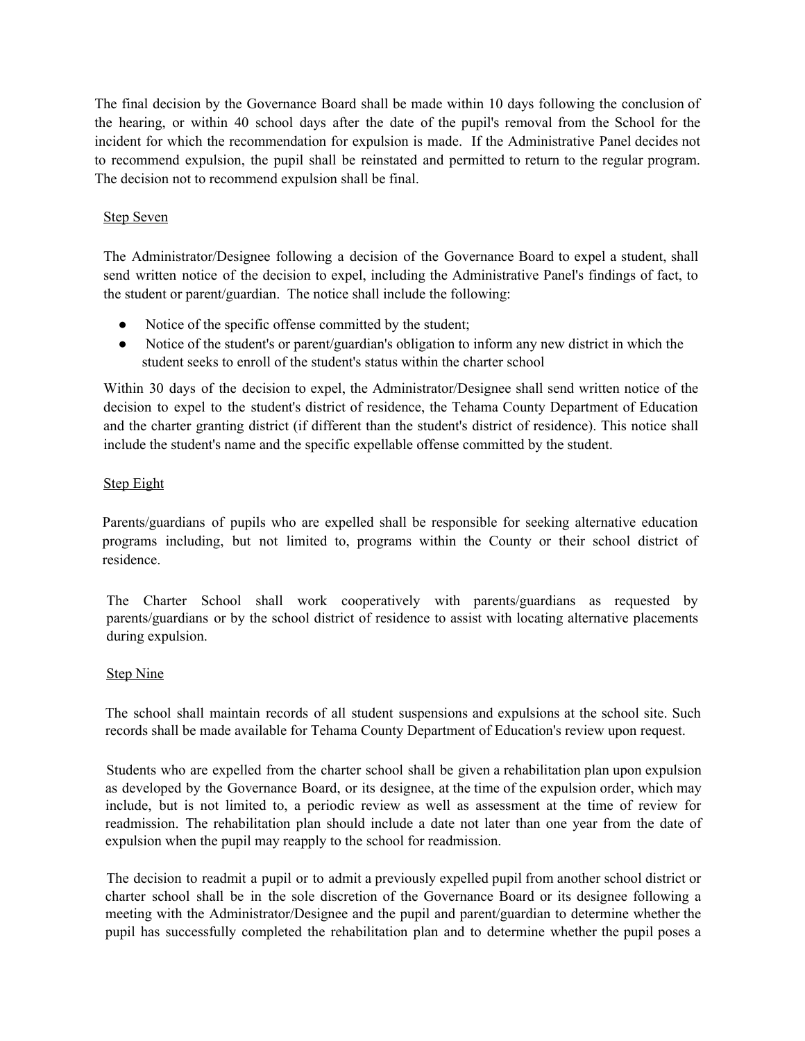The final decision by the Governance Board shall be made within 10 days following the conclusion of the hearing, or within 40 school days after the date of the pupil's removal from the School for the incident for which the recommendation for expulsion is made. If the Administrative Panel decides not to recommend expulsion, the pupil shall be reinstated and permitted to return to the regular program. The decision not to recommend expulsion shall be final.

Step Seven

The Administrator/Designee following a decision of the Governance Board to expel a student, shall send written notice of the decision to expel, including the Administrative Panel's findings of fact, to the student or parent/guardian. The notice shall include the following:

- Notice of the specific offense committed by the student;
- Notice of the student's or parent/guardian's obligation to inform any new district in which the student seeks to enroll of the student's status within the charter school

Within 30 days of the decision to expel, the Administrator/Designee shall send written notice of the decision to expel to the student's district of residence, the Tehama County Department of Education and the charter granting district (if different than the student's district of residence). This notice shall include the student's name and the specific expellable offense committed by the student.

Step Eight

Parents/guardians of pupils who are expelled shall be responsible for seeking alternative education programs including, but not limited to, programs within the County or their school district of residence.

The Charter School shall work cooperatively with parents/guardians as requested by parents/guardians or by the school district of residence to assist with locating alternative placements during expulsion.

Step Nine

The school shall maintain records of all student suspensions and expulsions at the school site. Such records shall be made available for Tehama County Department of Education's review upon request.

Students who are expelled from the charter school shall be given a rehabilitation plan upon expulsion as developed by the Governance Board, or its designee, at the time of the expulsion order, which may include, but is not limited to, a periodic review as well as assessment at the time of review for readmission. The rehabilitation plan should include a date not later than one year from the date of expulsion when the pupil may reapply to the school for readmission.

The decision to readmit a pupil or to admit a previously expelled pupil from another school district or charter school shall be in the sole discretion of the Governance Board or its designee following a meeting with the Administrator/Designee and the pupil and parent/guardian to determine whether the pupil has successfully completed the rehabilitation plan and to determine whether the pupil poses a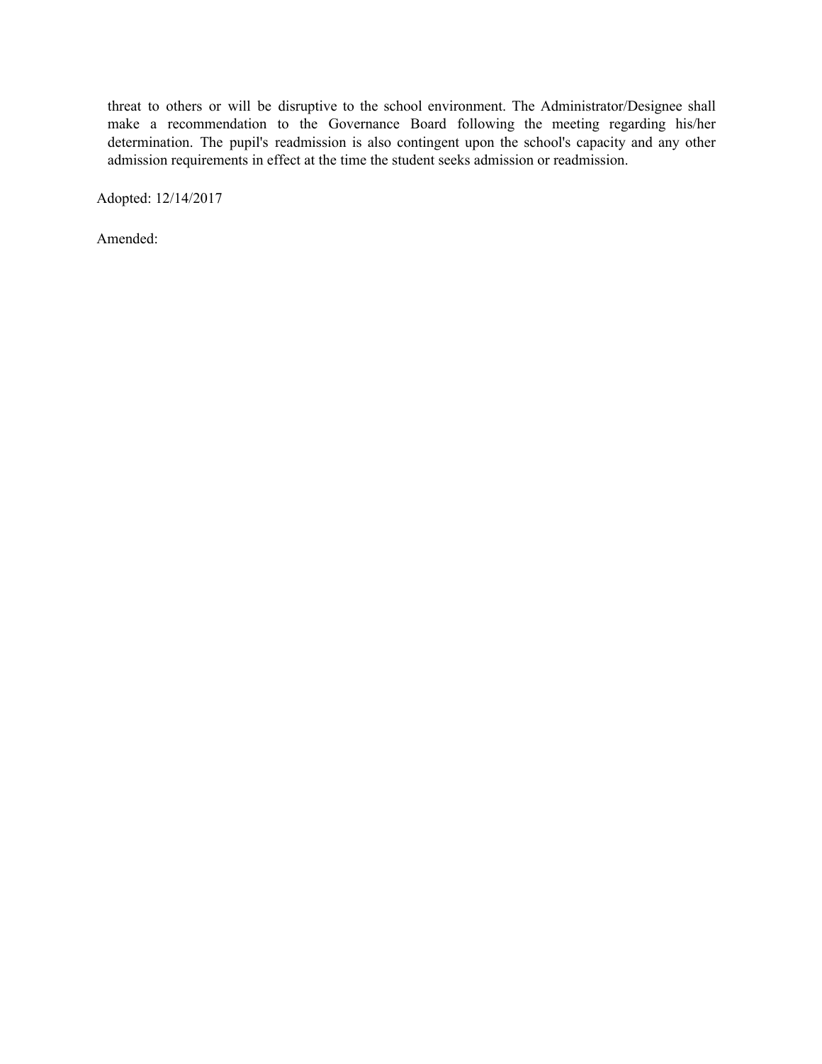threat to others or will be disruptive to the school environment. The Administrator/Designee shall make a recommendation to the Governance Board following the meeting regarding his/her determination. The pupil's readmission is also contingent upon the school's capacity and any other admission requirements in effect at the time the student seeks admission or readmission.

Adopted: 12/14/2017

Amended: